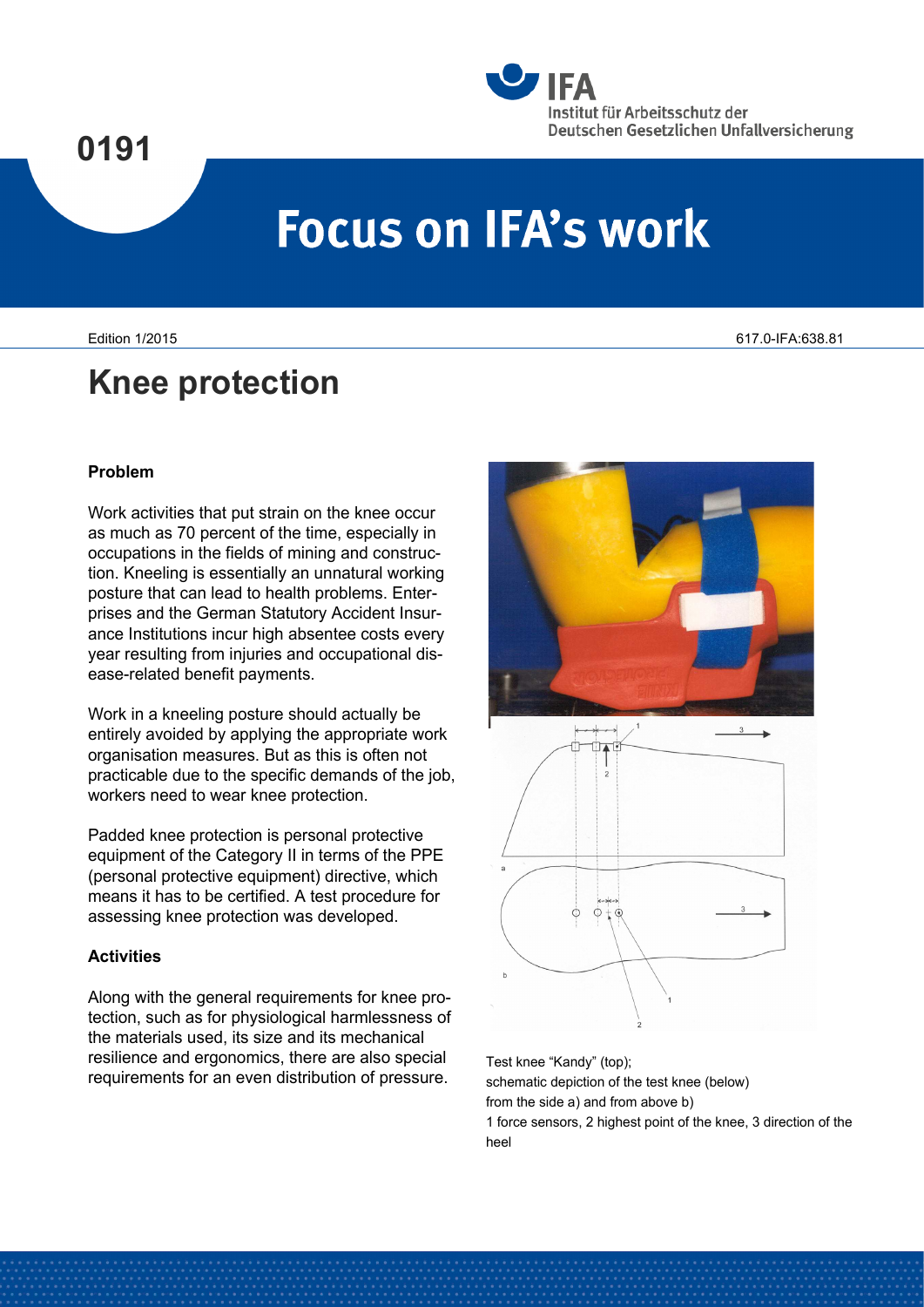# Knee protection

Edition 1/2015

617.0-IFA:638.81

### Problem

Work activities that put strain on the knee occur as much as 70 percent of the time, especially in occupations in the fields of mining and construction. Kneeling is essentially an unnatural working posture that can lead to health problems. Enterprises and the German Statutory Accident Insurance Institutions incur high absentee costs every year resulting from injuries and occupational disease-related benefit payments.

Work in a kneeling posture should actually be entirely avoided by applying the appropriate work organisation measures. But as this is often not practicable due to the specific demands of the job, workers need to wear knee protection.

Padded knee protection is personal protective equipment of the Category II in terms of the PPE (personal protective equipment) directive, which means it has to be certified. A test procedure for assessing knee protection was developed.

### Activities

Along with the general requirements for knee protection, such as for physiological harmlessness of the materials used, its size and its mechanical resilience and ergonomics, there are also special requirements for an even distribution of pressure.

Test knee "Kandy" (top);
schematic depiction of the test knee (below)
from the side a) and from above b)
1 force sensors, 2 highest point of the knee, 3 direction of the heel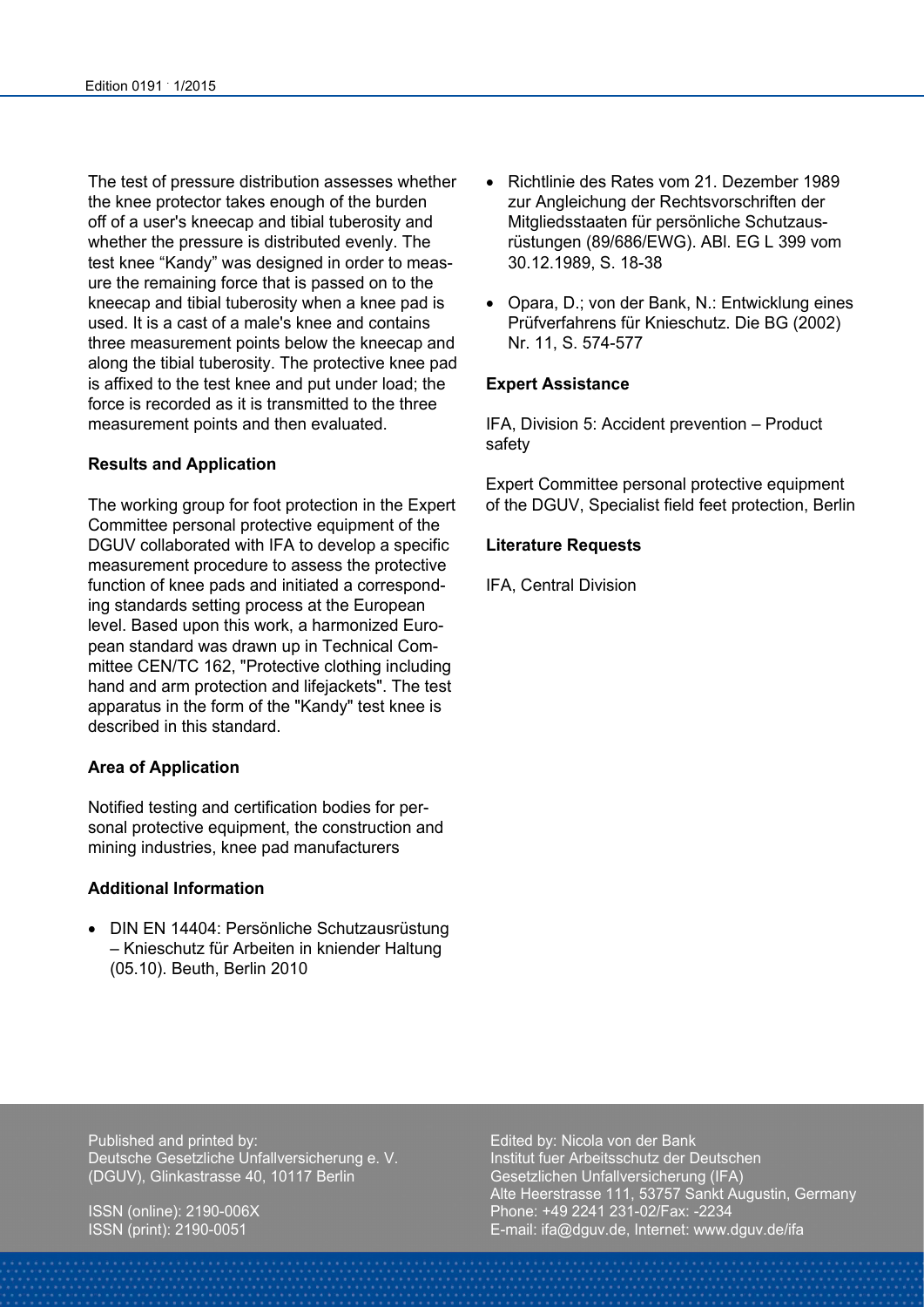The test of pressure distribution assesses whether the knee protector takes enough of the burden off of a user's kneecap and tibial tuberosity and whether the pressure is distributed evenly. The test knee “Kandy” was designed in order to measure the remaining force that is passed on to the kneecap and tibial tuberosity when a knee pad is used. It is a cast of a male's knee and contains three measurement points below the kneecap and along the tibial tuberosity. The protective knee pad is affixed to the test knee and put under load; the force is recorded as it is transmitted to the three measurement points and then evaluated.

**Results and Application**

The working group for foot protection in the Expert Committee personal protective equipment of the DGUV collaborated with IFA to develop a specific measurement procedure to assess the protective function of knee pads and initiated a corresponding standards setting process at the European level. Based upon this work, a harmonized European standard was drawn up in Technical Committee CEN/TC 162, "Protective clothing including hand and arm protection and lifejackets". The test apparatus in the form of the "Kandy" test knee is described in this standard.

**Area of Application**

Notified testing and certification bodies for personal protective equipment, the construction and mining industries, knee pad manufacturers

**Additional Information**

- DIN EN 14404: Persönliche Schutzausrüstung – Knieschutz für Arbeiten in kniender Haltung (05.10). Beuth, Berlin 2010
- Richtlinie des Rates vom 21. Dezember 1989 zur Angleichung der Rechtsvorschriften der Mitgliedsstaaten für persönliche Schutzausrüstungen (89/686/EWG). ABl. EG L 399 vom 30.12.1989, S. 18-38
- Opara, D.; von der Bank, N.: Entwicklung eines Prüfverfahrens für Knieschutz. Die BG (2002) Nr. 11, S. 574-577

**Expert Assistance**

IFA, Division 5: Accident prevention – Product safety

Expert Committee personal protective equipment of the DGUV, Specialist field feet protection, Berlin

**Literature Requests**

IFA, Central Division

Published and printed by:
Deutsche Gesetzliche Unfallversicherung e. V. (DGUV), Glinkastrasse 40, 10117 Berlin

ISSN (online): 2190-006X
ISSN (print): 2190-0051

Edited by: Nicola von der Bank
Institut fuer Arbeitsschutz der Deutschen Gesetzlichen Unfallversicherung (IFA)
Alte Heerstrasse 111, 53757 Sankt Augustin, Germany
Phone: +49 2241 231-02/Fax: -2234
E-mail: ifa@dguv.de, Internet: www.dguv.de/ifa